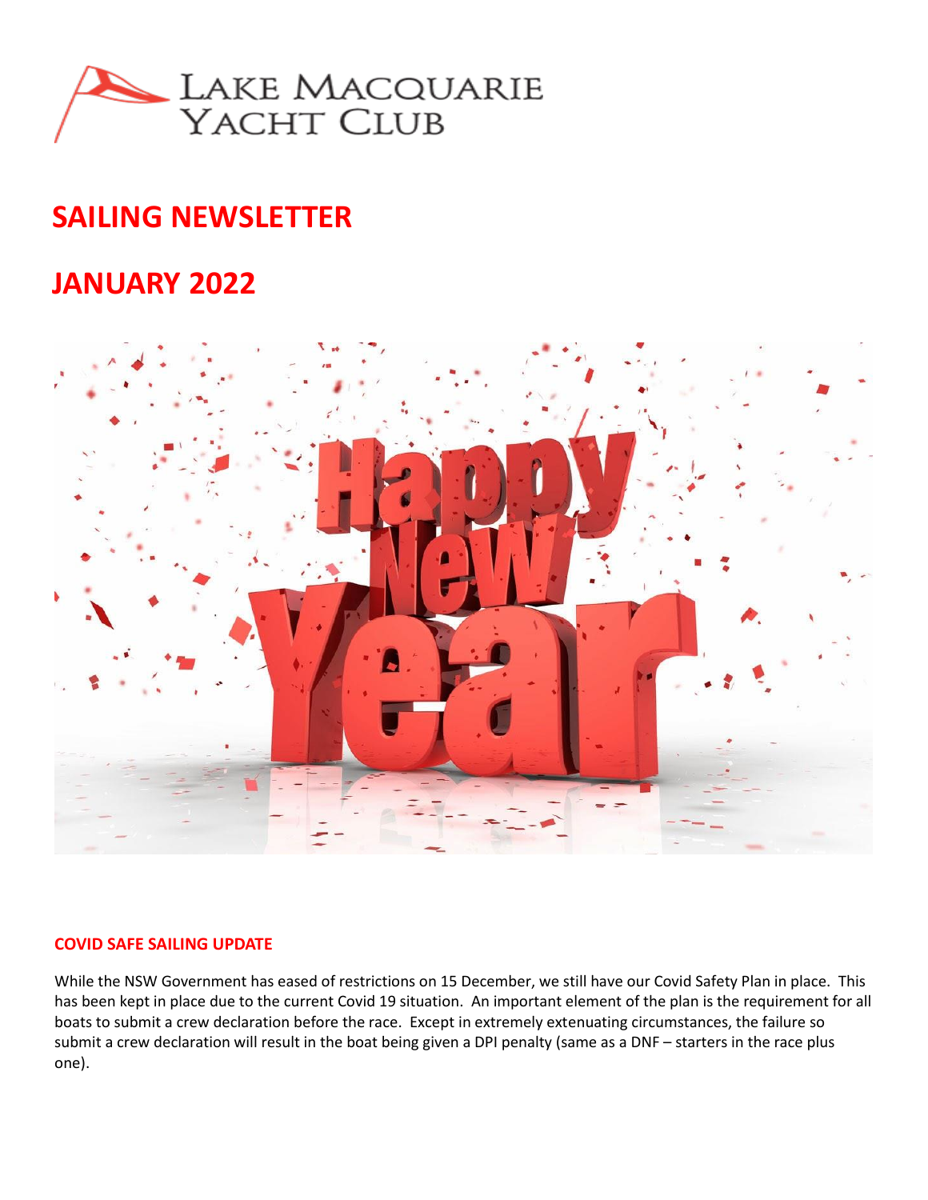LAKE MACQUARIE YACHT CLUB

# SAILING NEWSLETTER

# JANUARY 2022

## COVID SAFE SAILING UPDATE

While the NSW Government has eased of restrictions on 15 December, we still have our Covid Safety Plan in place. This has been kept in place due to the current Covid 19 situation. An important element of the plan is the requirement for all boats to submit a crew declaration before the race. Except in extremely extenuating circumstances, the failure so submit a crew declaration will result in the boat being given a DPI penalty (same as a DNF – starters in the race plus one).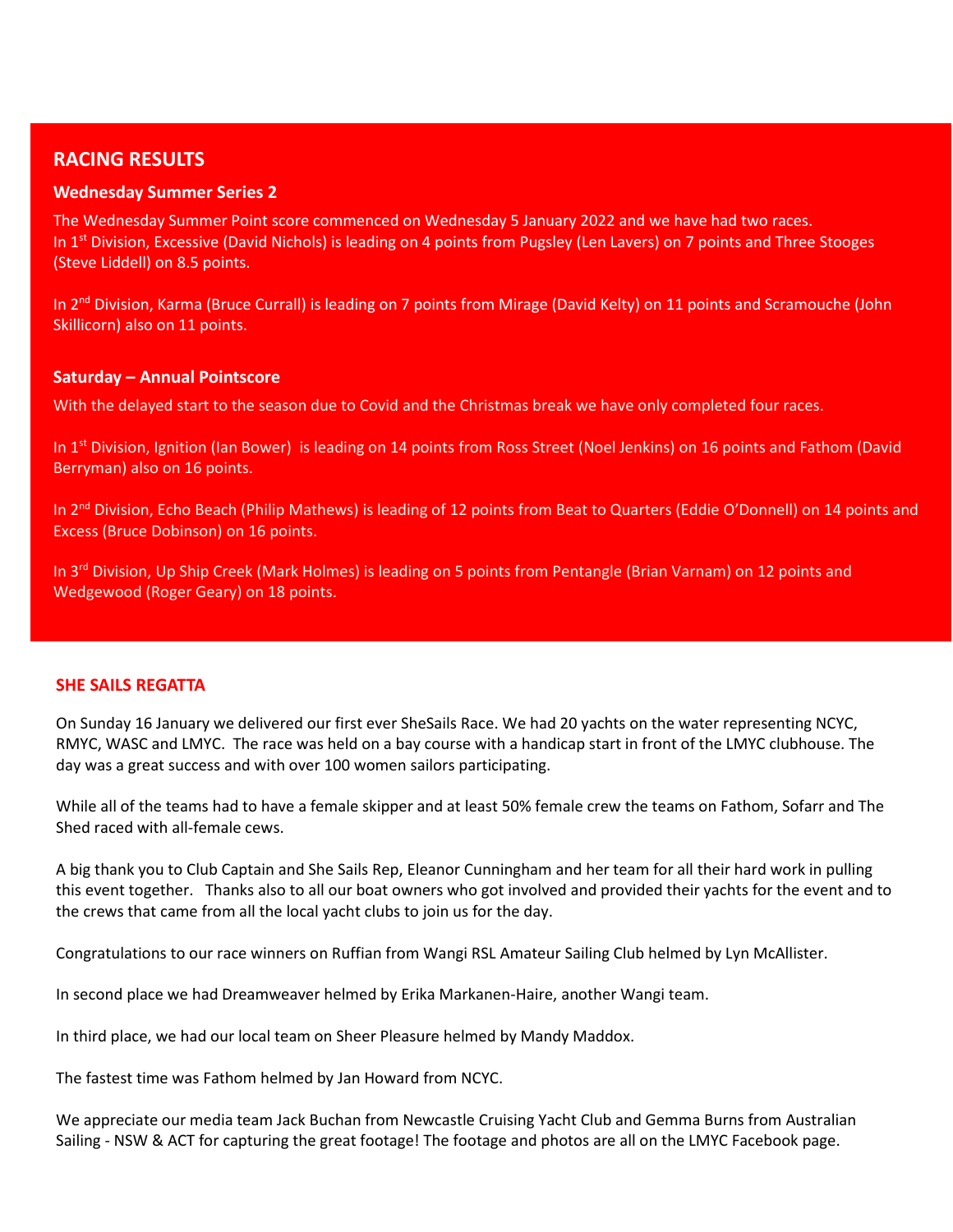## RACING RESULTS

### Wednesday Summer Series 2

The Wednesday Summer Point score commenced on Wednesday 5 January 2022 and we have had two races.
In 1st Division, Excessive (David Nichols) is leading on 4 points from Pugsley (Len Lavers) on 7 points and Three Stooges (Steve Liddell) on 8.5 points.

In 2nd Division, Karma (Bruce Currall) is leading on 7 points from Mirage (David Kelty) on 11 points and Scramouche (John Skillicorn) also on 11 points.

### Saturday – Annual Pointscore

With the delayed start to the season due to Covid and the Christmas break we have only completed four races.

In 1st Division, Ignition (Ian Bower) is leading on 14 points from Ross Street (Noel Jenkins) on 16 points and Fathom (David Berryman) also on 16 points.

In 2nd Division, Echo Beach (Philip Mathews) is leading of 12 points from Beat to Quarters (Eddie O'Donnell) on 14 points and Excess (Bruce Dobinson) on 16 points.

In 3rd Division, Up Ship Creek (Mark Holmes) is leading on 5 points from Pentangle (Brian Varnam) on 12 points and Wedgewood (Roger Geary) on 18 points.

## SHE SAILS REGATTA

On Sunday 16 January we delivered our first ever SheSails Race. We had 20 yachts on the water representing NCYC, RMYC, WASC and LMYC. The race was held on a bay course with a handicap start in front of the LMYC clubhouse. The day was a great success and with over 100 women sailors participating.

While all of the teams had to have a female skipper and at least 50% female crew the teams on Fathom, Sofarr and The Shed raced with all-female cews.

A big thank you to Club Captain and She Sails Rep, Eleanor Cunningham and her team for all their hard work in pulling this event together. Thanks also to all our boat owners who got involved and provided their yachts for the event and to the crews that came from all the local yacht clubs to join us for the day.

Congratulations to our race winners on Ruffian from Wangi RSL Amateur Sailing Club helmed by Lyn McAllister.

In second place we had Dreamweaver helmed by Erika Markanen-Haire, another Wangi team.

In third place, we had our local team on Sheer Pleasure helmed by Mandy Maddox.

The fastest time was Fathom helmed by Jan Howard from NCYC.

We appreciate our media team Jack Buchan from Newcastle Cruising Yacht Club and Gemma Burns from Australian Sailing - NSW & ACT for capturing the great footage! The footage and photos are all on the LMYC Facebook page.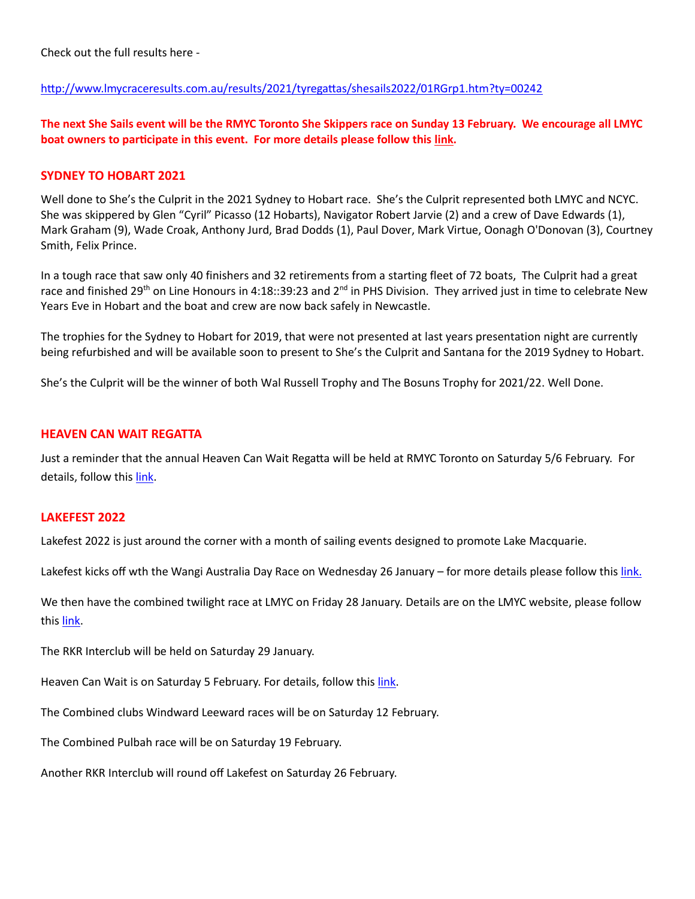Check out the full results here -

[http://www.lmycraceresults.com.au/results/2021/tyregattas/shesails2022/01RGrp1.htm?ty=00242](http://www.lmycraceresults.com.au/results/2021/tyregattas/shesails2022/01RGrp1.htm?ty=00242)

**The next She Sails event will be the RMYC Toronto She Skippers race on Sunday 13 February. We encourage all LMYC boat owners to participate in this event. For more details please follow this link.**

## SYDNEY TO HOBART 2021

Well done to She's the Culprit in the 2021 Sydney to Hobart race. She's the Culprit represented both LMYC and NCYC. She was skippered by Glen "Cyril" Picasso (12 Hobarts), Navigator Robert Jarvie (2) and a crew of Dave Edwards (1), Mark Graham (9), Wade Croak, Anthony Jurd, Brad Dodds (1), Paul Dover, Mark Virtue, Oonagh O'Donovan (3), Courtney Smith, Felix Prince.

In a tough race that saw only 40 finishers and 32 retirements from a starting fleet of 72 boats, The Culprit had a great race and finished 29th on Line Honours in 4:18::39:23 and 2nd in PHS Division. They arrived just in time to celebrate New Years Eve in Hobart and the boat and crew are now back safely in Newcastle.

The trophies for the Sydney to Hobart for 2019, that were not presented at last years presentation night are currently being refurbished and will be available soon to present to She's the Culprit and Santana for the 2019 Sydney to Hobart.

She's the Culprit will be the winner of both Wal Russell Trophy and The Bosuns Trophy for 2021/22. Well Done.

## HEAVEN CAN WAIT REGATTA

Just a reminder that the annual Heaven Can Wait Regatta will be held at RMYC Toronto on Saturday 5/6 February. For details, follow this link.

## LAKEFEST 2022

Lakefest 2022 is just around the corner with a month of sailing events designed to promote Lake Macquarie.

Lakefest kicks off wth the Wangi Australia Day Race on Wednesday 26 January – for more details please follow this link.

We then have the combined twilight race at LMYC on Friday 28 January. Details are on the LMYC website, please follow this link.

The RKR Interclub will be held on Saturday 29 January.

Heaven Can Wait is on Saturday 5 February. For details, follow this link.

The Combined clubs Windward Leeward races will be on Saturday 12 February.

The Combined Pulbah race will be on Saturday 19 February.

Another RKR Interclub will round off Lakefest on Saturday 26 February.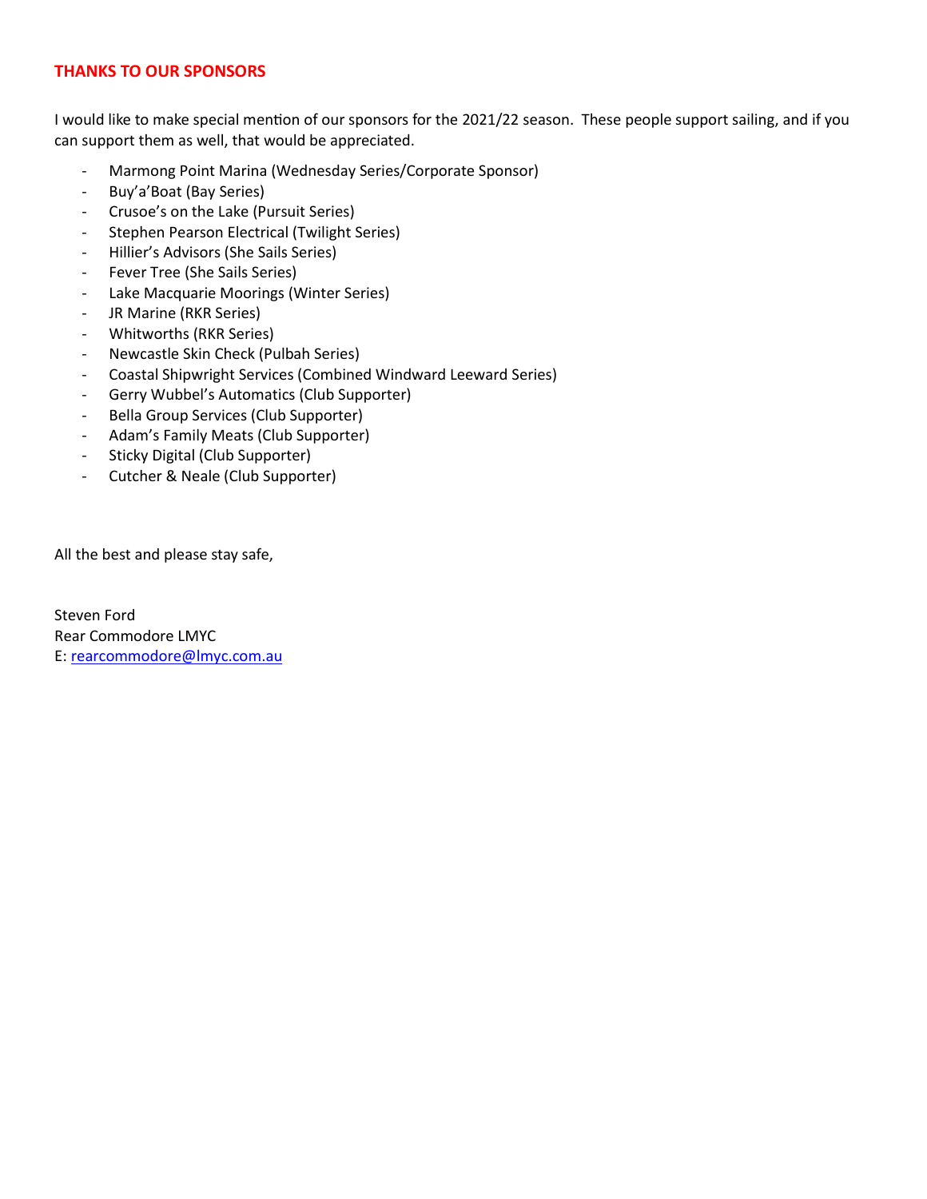## THANKS TO OUR SPONSORS

I would like to make special mention of our sponsors for the 2021/22 season. These people support sailing, and if you can support them as well, that would be appreciated.

- Marmong Point Marina (Wednesday Series/Corporate Sponsor)
- Buy'a'Boat (Bay Series)
- Crusoe's on the Lake (Pursuit Series)
- Stephen Pearson Electrical (Twilight Series)
- Hillier's Advisors (She Sails Series)
- Fever Tree (She Sails Series)
- Lake Macquarie Moorings (Winter Series)
- JR Marine (RKR Series)
- Whitworths (RKR Series)
- Newcastle Skin Check (Pulbah Series)
- Coastal Shipwright Services (Combined Windward Leeward Series)
- Gerry Wubbel's Automatics (Club Supporter)
- Bella Group Services (Club Supporter)
- Adam's Family Meats (Club Supporter)
- Sticky Digital (Club Supporter)
- Cutcher & Neale (Club Supporter)

All the best and please stay safe,

Steven Ford
Rear Commodore LMYC
E: rearcommodore@lmyc.com.au